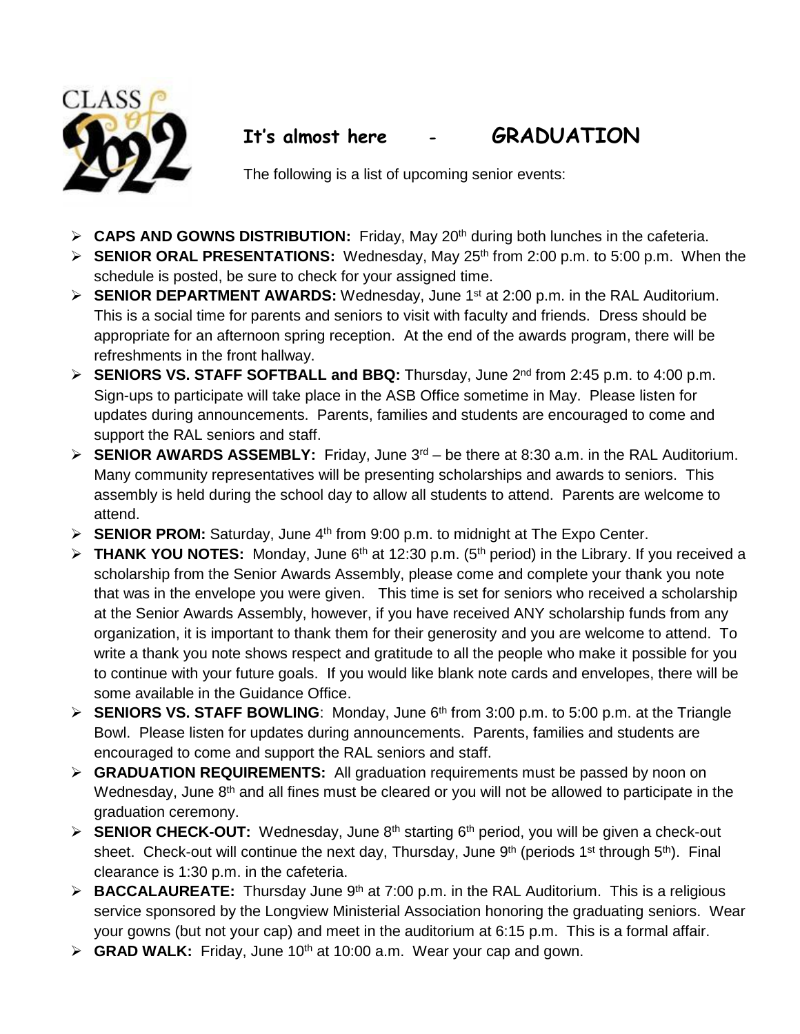# It's almost here - GRADUATION

The following is a list of upcoming senior events:

- **CAPS AND GOWNS DISTRIBUTION:** Friday, May 20th during both lunches in the cafeteria.
- **SENIOR ORAL PRESENTATIONS:** Wednesday, May 25th from 2:00 p.m. to 5:00 p.m. When the schedule is posted, be sure to check for your assigned time.
- **SENIOR DEPARTMENT AWARDS:** Wednesday, June 1st at 2:00 p.m. in the RAL Auditorium. This is a social time for parents and seniors to visit with faculty and friends. Dress should be appropriate for an afternoon spring reception. At the end of the awards program, there will be refreshments in the front hallway.
- **SENIORS VS. STAFF SOFTBALL and BBQ:** Thursday, June 2nd from 2:45 p.m. to 4:00 p.m. Sign-ups to participate will take place in the ASB Office sometime in May. Please listen for updates during announcements. Parents, families and students are encouraged to come and support the RAL seniors and staff.
- **SENIOR AWARDS ASSEMBLY:** Friday, June 3rd – be there at 8:30 a.m. in the RAL Auditorium. Many community representatives will be presenting scholarships and awards to seniors. This assembly is held during the school day to allow all students to attend. Parents are welcome to attend.
- **SENIOR PROM:** Saturday, June 4th from 9:00 p.m. to midnight at The Expo Center.
- **THANK YOU NOTES:** Monday, June 6th at 12:30 p.m. (5th period) in the Library. If you received a scholarship from the Senior Awards Assembly, please come and complete your thank you note that was in the envelope you were given. This time is set for seniors who received a scholarship at the Senior Awards Assembly, however, if you have received ANY scholarship funds from any organization, it is important to thank them for their generosity and you are welcome to attend. To write a thank you note shows respect and gratitude to all the people who make it possible for you to continue with your future goals. If you would like blank note cards and envelopes, there will be some available in the Guidance Office.
- **SENIORS VS. STAFF BOWLING**: Monday, June 6th from 3:00 p.m. to 5:00 p.m. at the Triangle Bowl. Please listen for updates during announcements. Parents, families and students are encouraged to come and support the RAL seniors and staff.
- **GRADUATION REQUIREMENTS:** All graduation requirements must be passed by noon on Wednesday, June 8th and all fines must be cleared or you will not be allowed to participate in the graduation ceremony.
- **SENIOR CHECK-OUT:** Wednesday, June 8th starting 6th period, you will be given a check-out sheet. Check-out will continue the next day, Thursday, June 9th (periods 1st through 5th). Final clearance is 1:30 p.m. in the cafeteria.
- **BACCALAUREATE:** Thursday June 9th at 7:00 p.m. in the RAL Auditorium. This is a religious service sponsored by the Longview Ministerial Association honoring the graduating seniors. Wear your gowns (but not your cap) and meet in the auditorium at 6:15 p.m. This is a formal affair.
- **GRAD WALK:** Friday, June 10th at 10:00 a.m. Wear your cap and gown.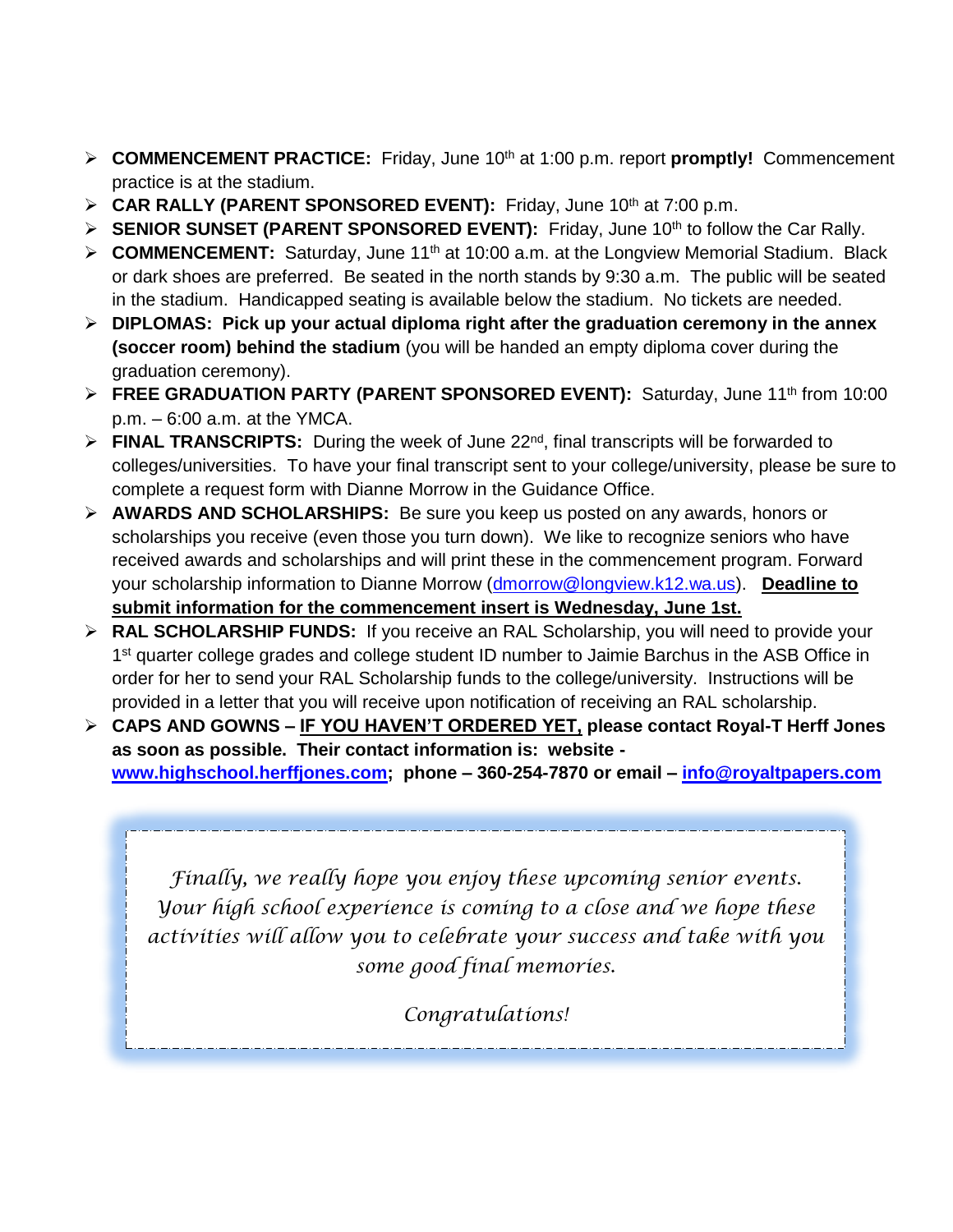- **COMMENCEMENT PRACTICE:** Friday, June 10th at 1:00 p.m. report **promptly!** Commencement practice is at the stadium.
- **CAR RALLY (PARENT SPONSORED EVENT):** Friday, June 10th at 7:00 p.m.
- **SENIOR SUNSET (PARENT SPONSORED EVENT):** Friday, June 10th to follow the Car Rally.
- **COMMENCEMENT:** Saturday, June 11th at 10:00 a.m. at the Longview Memorial Stadium. Black or dark shoes are preferred. Be seated in the north stands by 9:30 a.m. The public will be seated in the stadium. Handicapped seating is available below the stadium. No tickets are needed.
- **DIPLOMAS: Pick up your actual diploma right after the graduation ceremony in the annex (soccer room) behind the stadium** (you will be handed an empty diploma cover during the graduation ceremony).
- **FREE GRADUATION PARTY (PARENT SPONSORED EVENT):** Saturday, June 11th from 10:00 p.m. – 6:00 a.m. at the YMCA.
- **FINAL TRANSCRIPTS:** During the week of June 22nd, final transcripts will be forwarded to colleges/universities. To have your final transcript sent to your college/university, please be sure to complete a request form with Dianne Morrow in the Guidance Office.
- **AWARDS AND SCHOLARSHIPS:** Be sure you keep us posted on any awards, honors or scholarships you receive (even those you turn down). We like to recognize seniors who have received awards and scholarships and will print these in the commencement program. Forward your scholarship information to Dianne Morrow (dmorrow@longview.k12.wa.us). **Deadline to submit information for the commencement insert is Wednesday, June 1st.**
- **RAL SCHOLARSHIP FUNDS:** If you receive an RAL Scholarship, you will need to provide your 1st quarter college grades and college student ID number to Jaimie Barchus in the ASB Office in order for her to send your RAL Scholarship funds to the college/university. Instructions will be provided in a letter that you will receive upon notification of receiving an RAL scholarship.
- **CAPS AND GOWNS – IF YOU HAVEN'T ORDERED YET, please contact Royal-T Herff Jones as soon as possible. Their contact information is: website - www.highschool.herffjones.com; phone – 360-254-7870 or email – info@royaltpapers.com**

*Finally, we really hope you enjoy these upcoming senior events. Your high school experience is coming to a close and we hope these activities will allow you to celebrate your success and take with you some good final memories.*

*Congratulations!*